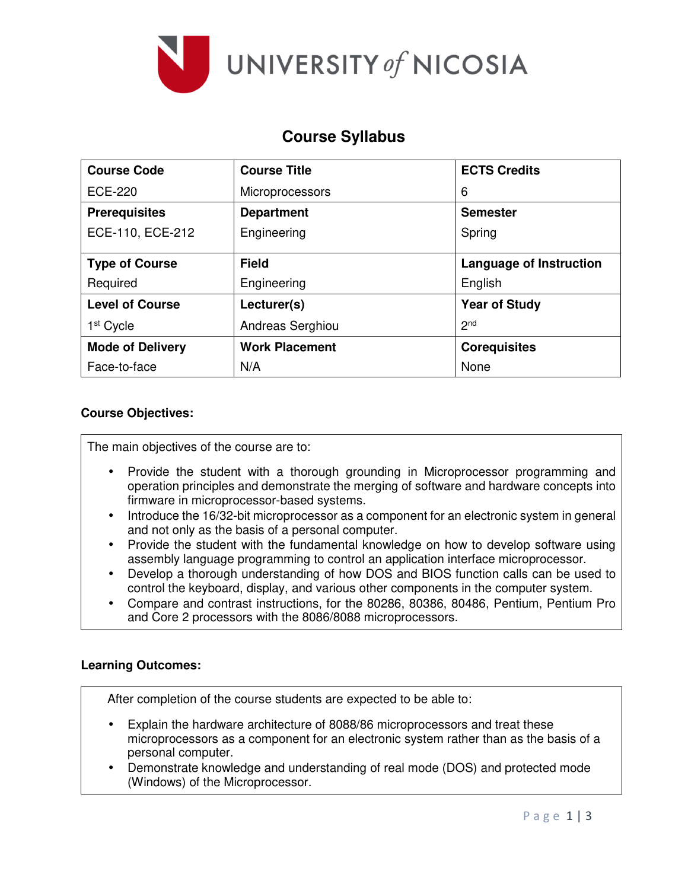# UNIVERSITY *of* NICOSIA

## Course Syllabus

| Course Code | Course Title | ECTS Credits |
| --- | --- | --- |
| ECE-220 | Microprocessors | 6 |
| **Prerequisites** | **Department** | **Semester** |
| ECE-110, ECE-212 | Engineering | Spring |
| **Type of Course** | **Field** | **Language of Instruction** |
| Required | Engineering | English |
| **Level of Course** | **Lecturer(s)** | **Year of Study** |
| 1st Cycle | Andreas Serghiou | 2nd |
| **Mode of Delivery** | **Work Placement** | **Corequisites** |
| Face-to-face | N/A | None |

**Course Objectives:**

The main objectives of the course are to:

- Provide the student with a thorough grounding in Microprocessor programming and operation principles and demonstrate the merging of software and hardware concepts into firmware in microprocessor-based systems.
- Introduce the 16/32-bit microprocessor as a component for an electronic system in general and not only as the basis of a personal computer.
- Provide the student with the fundamental knowledge on how to develop software using assembly language programming to control an application interface microprocessor.
- Develop a thorough understanding of how DOS and BIOS function calls can be used to control the keyboard, display, and various other components in the computer system.
- Compare and contrast instructions, for the 80286, 80386, 80486, Pentium, Pentium Pro and Core 2 processors with the 8086/8088 microprocessors.

**Learning Outcomes:**

After completion of the course students are expected to be able to:

- Explain the hardware architecture of 8088/86 microprocessors and treat these microprocessors as a component for an electronic system rather than as the basis of a personal computer.
- Demonstrate knowledge and understanding of real mode (DOS) and protected mode (Windows) of the Microprocessor.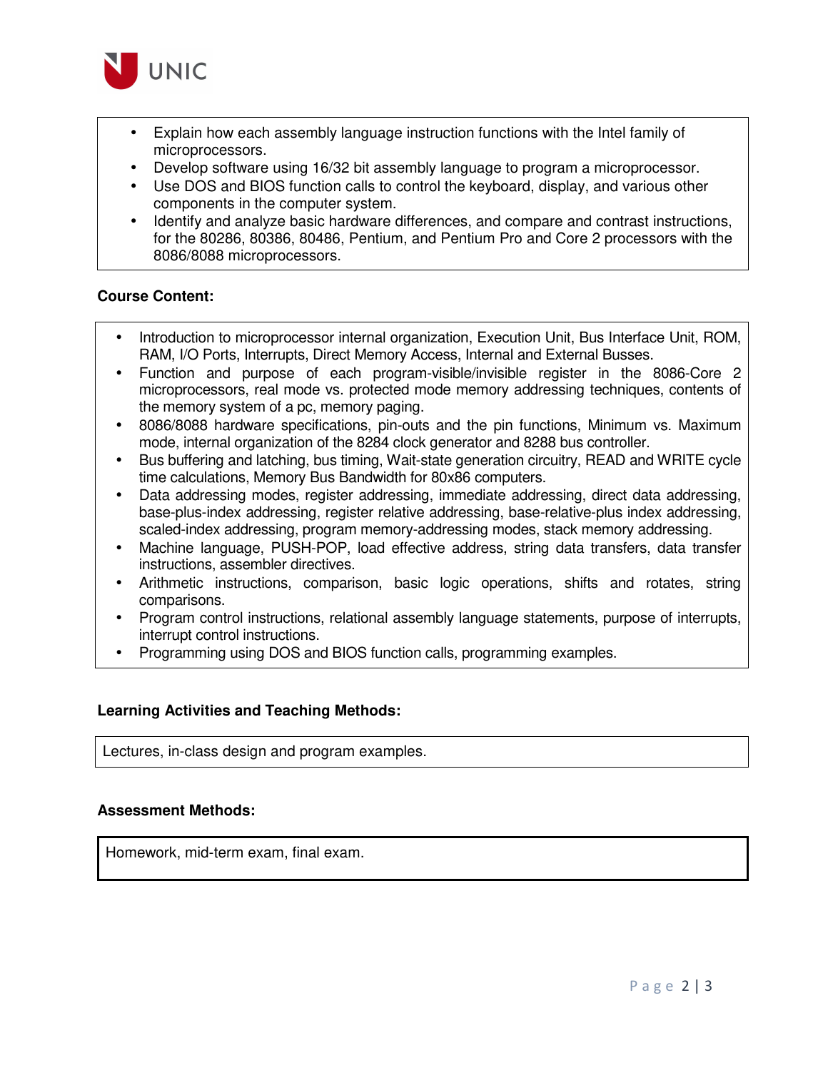- Explain how each assembly language instruction functions with the Intel family of microprocessors.
- Develop software using 16/32 bit assembly language to program a microprocessor.
- Use DOS and BIOS function calls to control the keyboard, display, and various other components in the computer system.
- Identify and analyze basic hardware differences, and compare and contrast instructions, for the 80286, 80386, 80486, Pentium, and Pentium Pro and Core 2 processors with the 8086/8088 microprocessors.

**Course Content:**

- Introduction to microprocessor internal organization, Execution Unit, Bus Interface Unit, ROM, RAM, I/O Ports, Interrupts, Direct Memory Access, Internal and External Busses.
- Function and purpose of each program-visible/invisible register in the 8086-Core 2 microprocessors, real mode vs. protected mode memory addressing techniques, contents of the memory system of a pc, memory paging.
- 8086/8088 hardware specifications, pin-outs and the pin functions, Minimum vs. Maximum mode, internal organization of the 8284 clock generator and 8288 bus controller.
- Bus buffering and latching, bus timing, Wait-state generation circuitry, READ and WRITE cycle time calculations, Memory Bus Bandwidth for 80x86 computers.
- Data addressing modes, register addressing, immediate addressing, direct data addressing, base-plus-index addressing, register relative addressing, base-relative-plus index addressing, scaled-index addressing, program memory-addressing modes, stack memory addressing.
- Machine language, PUSH-POP, load effective address, string data transfers, data transfer instructions, assembler directives.
- Arithmetic instructions, comparison, basic logic operations, shifts and rotates, string comparisons.
- Program control instructions, relational assembly language statements, purpose of interrupts, interrupt control instructions.
- Programming using DOS and BIOS function calls, programming examples.

**Learning Activities and Teaching Methods:**

Lectures, in-class design and program examples.

**Assessment Methods:**

Homework, mid-term exam, final exam.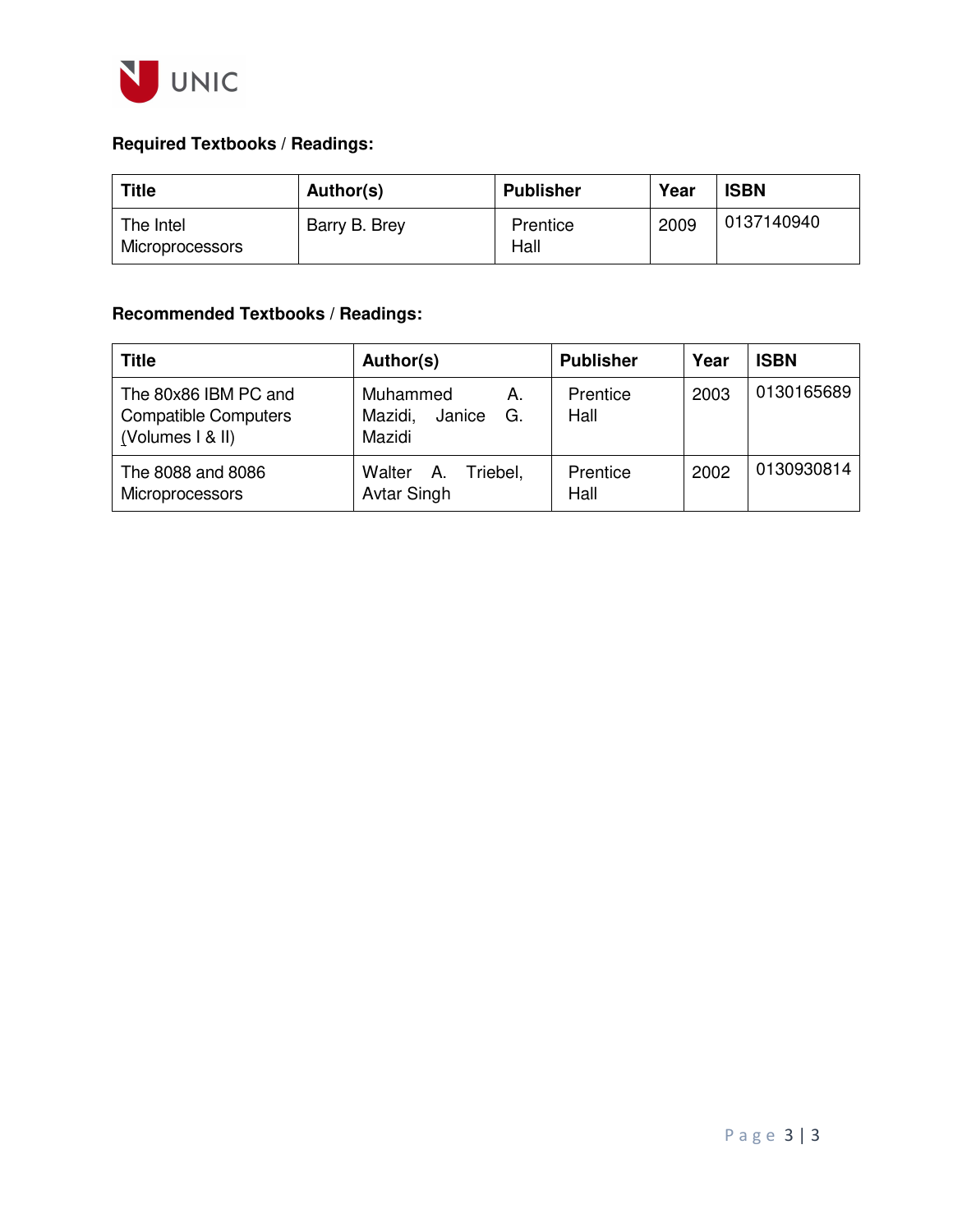**Required Textbooks / Readings:**

| Title | Author(s) | Publisher | Year | ISBN |
|---|---|---|---|---|
| The Intel Microprocessors | Barry B. Brey | Prentice Hall | 2009 | 0137140940 |

**Recommended Textbooks / Readings:**

| Title | Author(s) | Publisher | Year | ISBN |
|---|---|---|---|---|
| The 80x86 IBM PC and Compatible Computers (Volumes I & II) | Muhammed A. Mazidi, Janice G. Mazidi | Prentice Hall | 2003 | 0130165689 |
| The 8088 and 8086 Microprocessors | Walter A. Triebel, Avtar Singh | Prentice Hall | 2002 | 0130930814 |